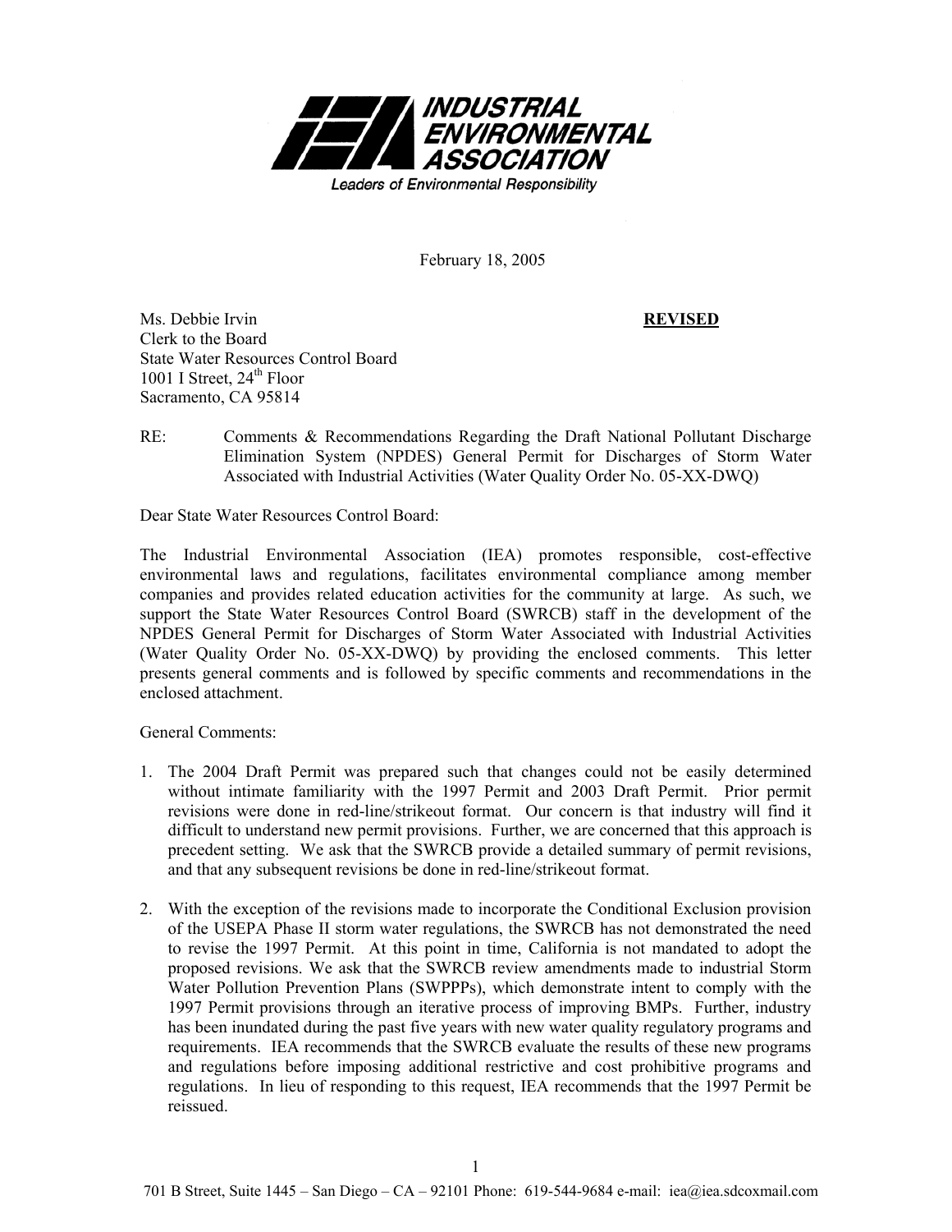**INDUSTRIAL ENVIRONMENTAL ASSOCIATION**

*Leaders of Environmental Responsibility*

February 18, 2005

**REVISED**

Ms. Debbie Irvin
Clerk to the Board
State Water Resources Control Board
1001 I Street, 24th Floor
Sacramento, CA 95814

RE: Comments & Recommendations Regarding the Draft National Pollutant Discharge Elimination System (NPDES) General Permit for Discharges of Storm Water Associated with Industrial Activities (Water Quality Order No. 05-XX-DWQ)

Dear State Water Resources Control Board:

The Industrial Environmental Association (IEA) promotes responsible, cost-effective environmental laws and regulations, facilitates environmental compliance among member companies and provides related education activities for the community at large. As such, we support the State Water Resources Control Board (SWRCB) staff in the development of the NPDES General Permit for Discharges of Storm Water Associated with Industrial Activities (Water Quality Order No. 05-XX-DWQ) by providing the enclosed comments. This letter presents general comments and is followed by specific comments and recommendations in the enclosed attachment.

General Comments:

1. The 2004 Draft Permit was prepared such that changes could not be easily determined without intimate familiarity with the 1997 Permit and 2003 Draft Permit. Prior permit revisions were done in red-line/strikeout format. Our concern is that industry will find it difficult to understand new permit provisions. Further, we are concerned that this approach is precedent setting. We ask that the SWRCB provide a detailed summary of permit revisions, and that any subsequent revisions be done in red-line/strikeout format.

2. With the exception of the revisions made to incorporate the Conditional Exclusion provision of the USEPA Phase II storm water regulations, the SWRCB has not demonstrated the need to revise the 1997 Permit. At this point in time, California is not mandated to adopt the proposed revisions. We ask that the SWRCB review amendments made to industrial Storm Water Pollution Prevention Plans (SWPPPs), which demonstrate intent to comply with the 1997 Permit provisions through an iterative process of improving BMPs. Further, industry has been inundated during the past five years with new water quality regulatory programs and requirements. IEA recommends that the SWRCB evaluate the results of these new programs and regulations before imposing additional restrictive and cost prohibitive programs and regulations. In lieu of responding to this request, IEA recommends that the 1997 Permit be reissued.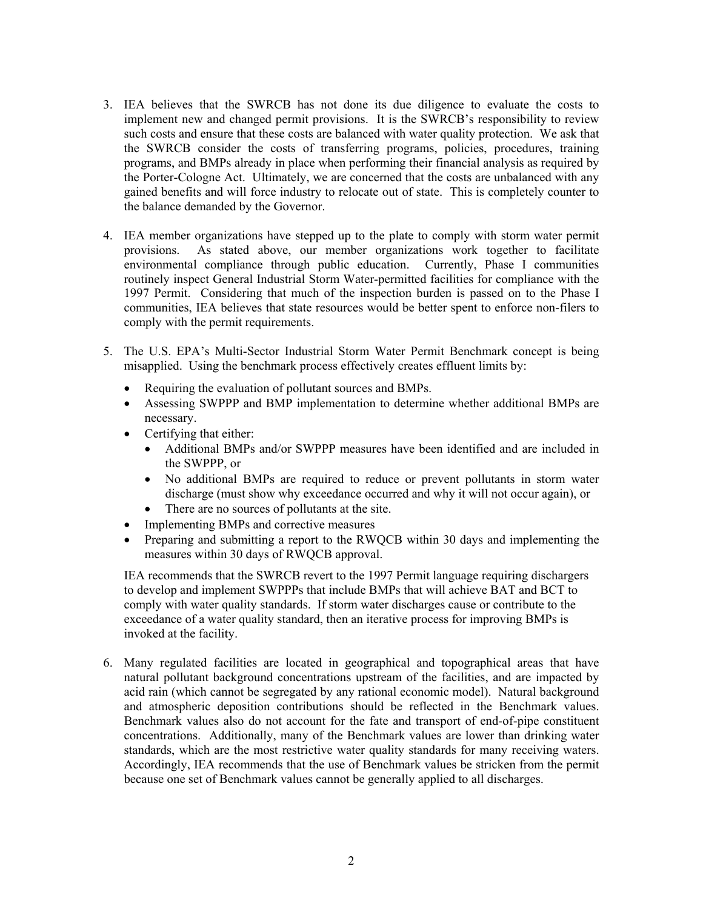3. IEA believes that the SWRCB has not done its due diligence to evaluate the costs to implement new and changed permit provisions. It is the SWRCB's responsibility to review such costs and ensure that these costs are balanced with water quality protection. We ask that the SWRCB consider the costs of transferring programs, policies, procedures, training programs, and BMPs already in place when performing their financial analysis as required by the Porter-Cologne Act. Ultimately, we are concerned that the costs are unbalanced with any gained benefits and will force industry to relocate out of state. This is completely counter to the balance demanded by the Governor.

4. IEA member organizations have stepped up to the plate to comply with storm water permit provisions. As stated above, our member organizations work together to facilitate environmental compliance through public education. Currently, Phase I communities routinely inspect General Industrial Storm Water-permitted facilities for compliance with the 1997 Permit. Considering that much of the inspection burden is passed on to the Phase I communities, IEA believes that state resources would be better spent to enforce non-filers to comply with the permit requirements.

5. The U.S. EPA's Multi-Sector Industrial Storm Water Permit Benchmark concept is being misapplied. Using the benchmark process effectively creates effluent limits by:
   - Requiring the evaluation of pollutant sources and BMPs.
   - Assessing SWPPP and BMP implementation to determine whether additional BMPs are necessary.
   - Certifying that either:
     - Additional BMPs and/or SWPPP measures have been identified and are included in the SWPPP, or
     - No additional BMPs are required to reduce or prevent pollutants in storm water discharge (must show why exceedance occurred and why it will not occur again), or
     - There are no sources of pollutants at the site.
   - Implementing BMPs and corrective measures
   - Preparing and submitting a report to the RWQCB within 30 days and implementing the measures within 30 days of RWQCB approval.

   IEA recommends that the SWRCB revert to the 1997 Permit language requiring dischargers to develop and implement SWPPPs that include BMPs that will achieve BAT and BCT to comply with water quality standards. If storm water discharges cause or contribute to the exceedance of a water quality standard, then an iterative process for improving BMPs is invoked at the facility.

6. Many regulated facilities are located in geographical and topographical areas that have natural pollutant background concentrations upstream of the facilities, and are impacted by acid rain (which cannot be segregated by any rational economic model). Natural background and atmospheric deposition contributions should be reflected in the Benchmark values. Benchmark values also do not account for the fate and transport of end-of-pipe constituent concentrations. Additionally, many of the Benchmark values are lower than drinking water standards, which are the most restrictive water quality standards for many receiving waters. Accordingly, IEA recommends that the use of Benchmark values be stricken from the permit because one set of Benchmark values cannot be generally applied to all discharges.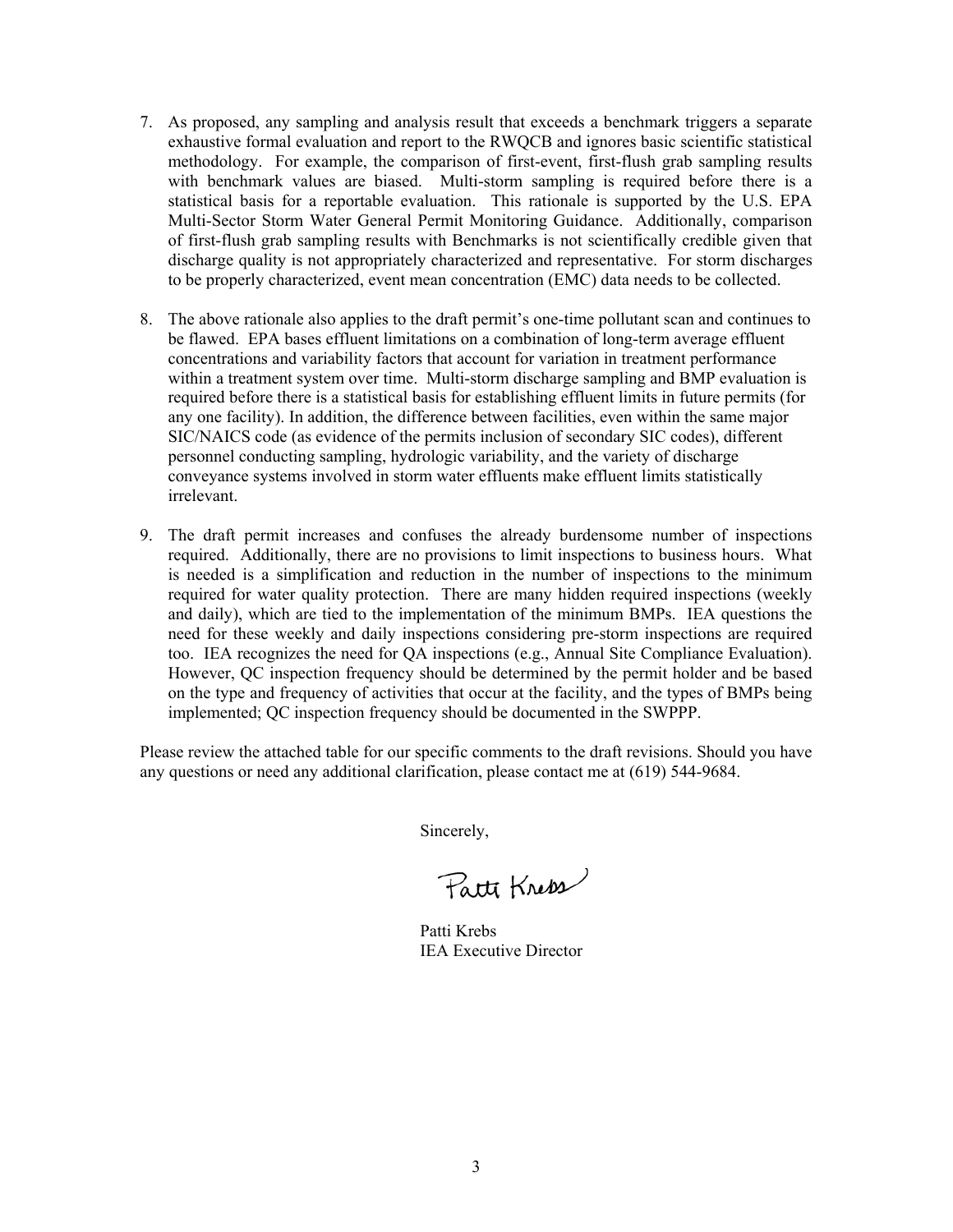7. As proposed, any sampling and analysis result that exceeds a benchmark triggers a separate exhaustive formal evaluation and report to the RWQCB and ignores basic scientific statistical methodology. For example, the comparison of first-event, first-flush grab sampling results with benchmark values are biased. Multi-storm sampling is required before there is a statistical basis for a reportable evaluation. This rationale is supported by the U.S. EPA Multi-Sector Storm Water General Permit Monitoring Guidance. Additionally, comparison of first-flush grab sampling results with Benchmarks is not scientifically credible given that discharge quality is not appropriately characterized and representative. For storm discharges to be properly characterized, event mean concentration (EMC) data needs to be collected.

8. The above rationale also applies to the draft permit's one-time pollutant scan and continues to be flawed. EPA bases effluent limitations on a combination of long-term average effluent concentrations and variability factors that account for variation in treatment performance within a treatment system over time. Multi-storm discharge sampling and BMP evaluation is required before there is a statistical basis for establishing effluent limits in future permits (for any one facility). In addition, the difference between facilities, even within the same major SIC/NAICS code (as evidence of the permits inclusion of secondary SIC codes), different personnel conducting sampling, hydrologic variability, and the variety of discharge conveyance systems involved in storm water effluents make effluent limits statistically irrelevant.

9. The draft permit increases and confuses the already burdensome number of inspections required. Additionally, there are no provisions to limit inspections to business hours. What is needed is a simplification and reduction in the number of inspections to the minimum required for water quality protection. There are many hidden required inspections (weekly and daily), which are tied to the implementation of the minimum BMPs. IEA questions the need for these weekly and daily inspections considering pre-storm inspections are required too. IEA recognizes the need for QA inspections (e.g., Annual Site Compliance Evaluation). However, QC inspection frequency should be determined by the permit holder and be based on the type and frequency of activities that occur at the facility, and the types of BMPs being implemented; QC inspection frequency should be documented in the SWPPP.

Please review the attached table for our specific comments to the draft revisions. Should you have any questions or need any additional clarification, please contact me at (619) 544-9684.

Sincerely,

Patti Krebs

Patti Krebs
IEA Executive Director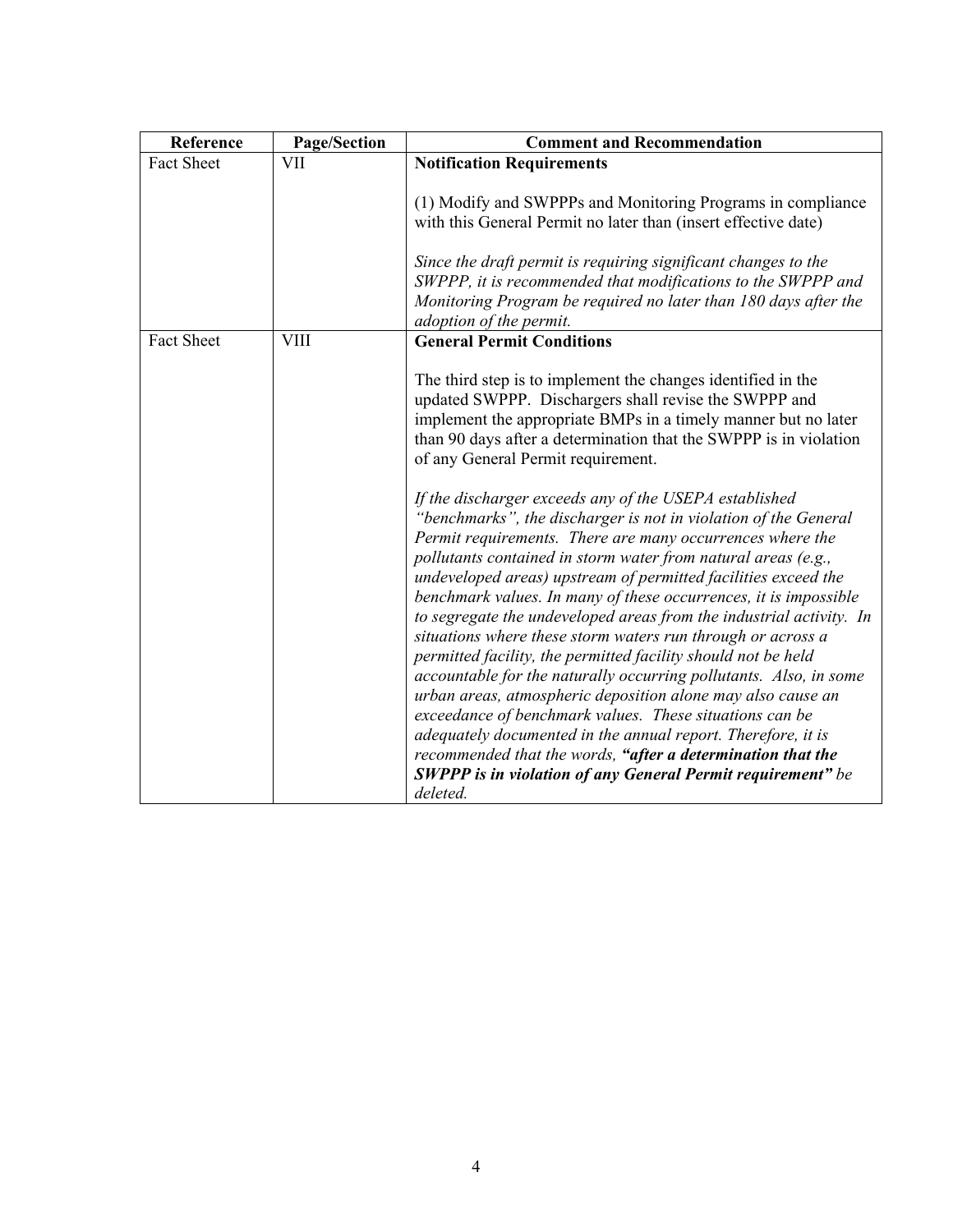| Reference | Page/Section | Comment and Recommendation |
|---|---|---|
| Fact Sheet | VII | **Notification Requirements**<br><br>(1) Modify and SWPPPs and Monitoring Programs in compliance with this General Permit no later than (insert effective date)<br><br>*Since the draft permit is requiring significant changes to the SWPPP, it is recommended that modifications to the SWPPP and Monitoring Program be required no later than 180 days after the adoption of the permit.* |
| Fact Sheet | VIII | **General Permit Conditions**<br><br>The third step is to implement the changes identified in the updated SWPPP. Dischargers shall revise the SWPPP and implement the appropriate BMPs in a timely manner but no later than 90 days after a determination that the SWPPP is in violation of any General Permit requirement.<br><br>*If the discharger exceeds any of the USEPA established "benchmarks", the discharger is not in violation of the General Permit requirements. There are many occurrences where the pollutants contained in storm water from natural areas (e.g., undeveloped areas) upstream of permitted facilities exceed the benchmark values. In many of these occurrences, it is impossible to segregate the undeveloped areas from the industrial activity. In situations where these storm waters run through or across a permitted facility, the permitted facility should not be held accountable for the naturally occurring pollutants. Also, in some urban areas, atmospheric deposition alone may also cause an exceedance of benchmark values. These situations can be adequately documented in the annual report. Therefore, it is recommended that the words,* ***"after a determination that the SWPPP is in violation of any General Permit requirement"*** *be deleted.* |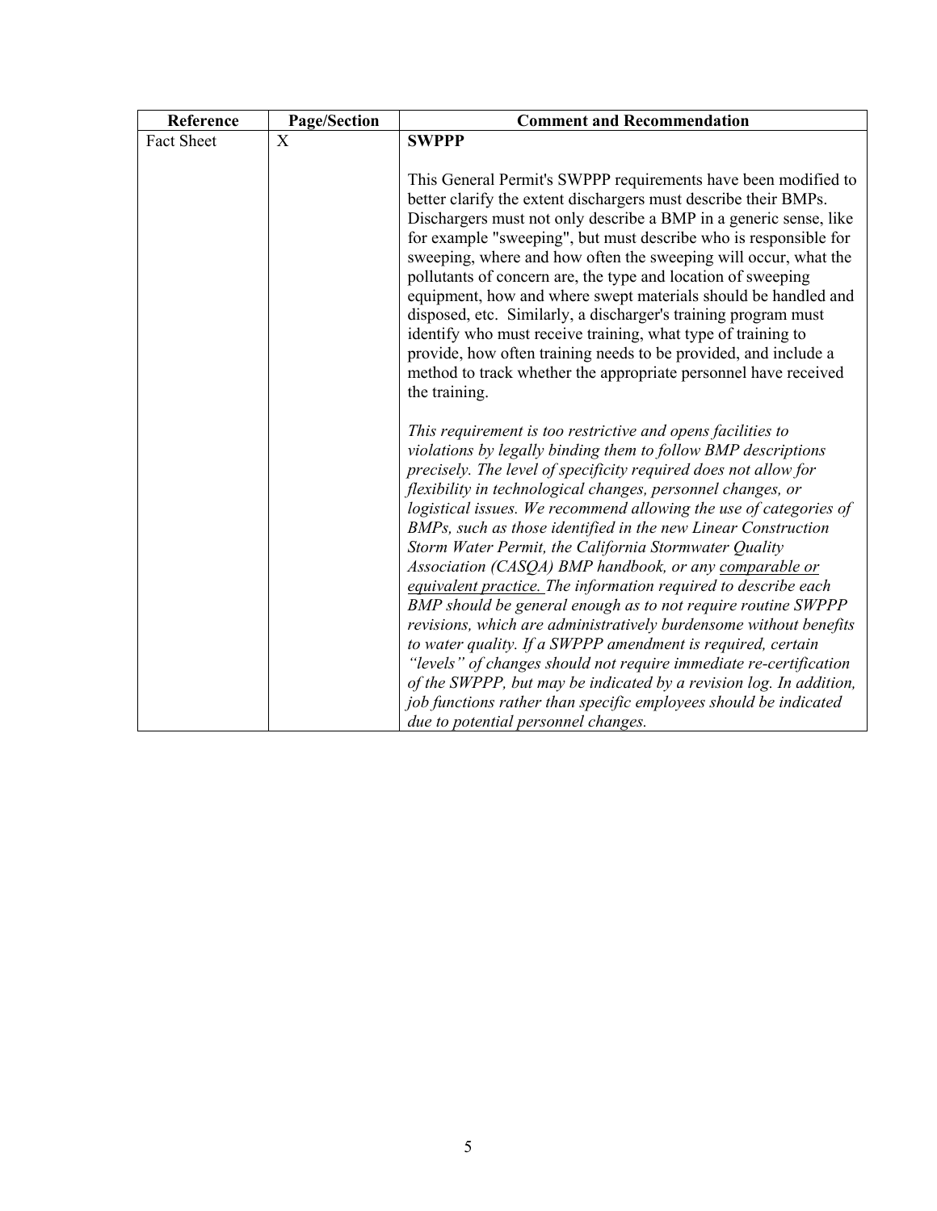| Reference | Page/Section | Comment and Recommendation |
|---|---|---|
| Fact Sheet | X | **SWPPP**<br><br>This General Permit's SWPPP requirements have been modified to better clarify the extent dischargers must describe their BMPs. Dischargers must not only describe a BMP in a generic sense, like for example "sweeping", but must describe who is responsible for sweeping, where and how often the sweeping will occur, what the pollutants of concern are, the type and location of sweeping equipment, how and where swept materials should be handled and disposed, etc. Similarly, a discharger's training program must identify who must receive training, what type of training to provide, how often training needs to be provided, and include a method to track whether the appropriate personnel have received the training.<br><br>*This requirement is too restrictive and opens facilities to violations by legally binding them to follow BMP descriptions precisely. The level of specificity required does not allow for flexibility in technological changes, personnel changes, or logistical issues. We recommend allowing the use of categories of BMPs, such as those identified in the new Linear Construction Storm Water Permit, the California Stormwater Quality Association (CASQA) BMP handbook, or any <u>comparable or equivalent practice.</u> The information required to describe each BMP should be general enough as to not require routine SWPPP revisions, which are administratively burdensome without benefits to water quality. If a SWPPP amendment is required, certain "levels" of changes should not require immediate re-certification of the SWPPP, but may be indicated by a revision log. In addition, job functions rather than specific employees should be indicated due to potential personnel changes.* |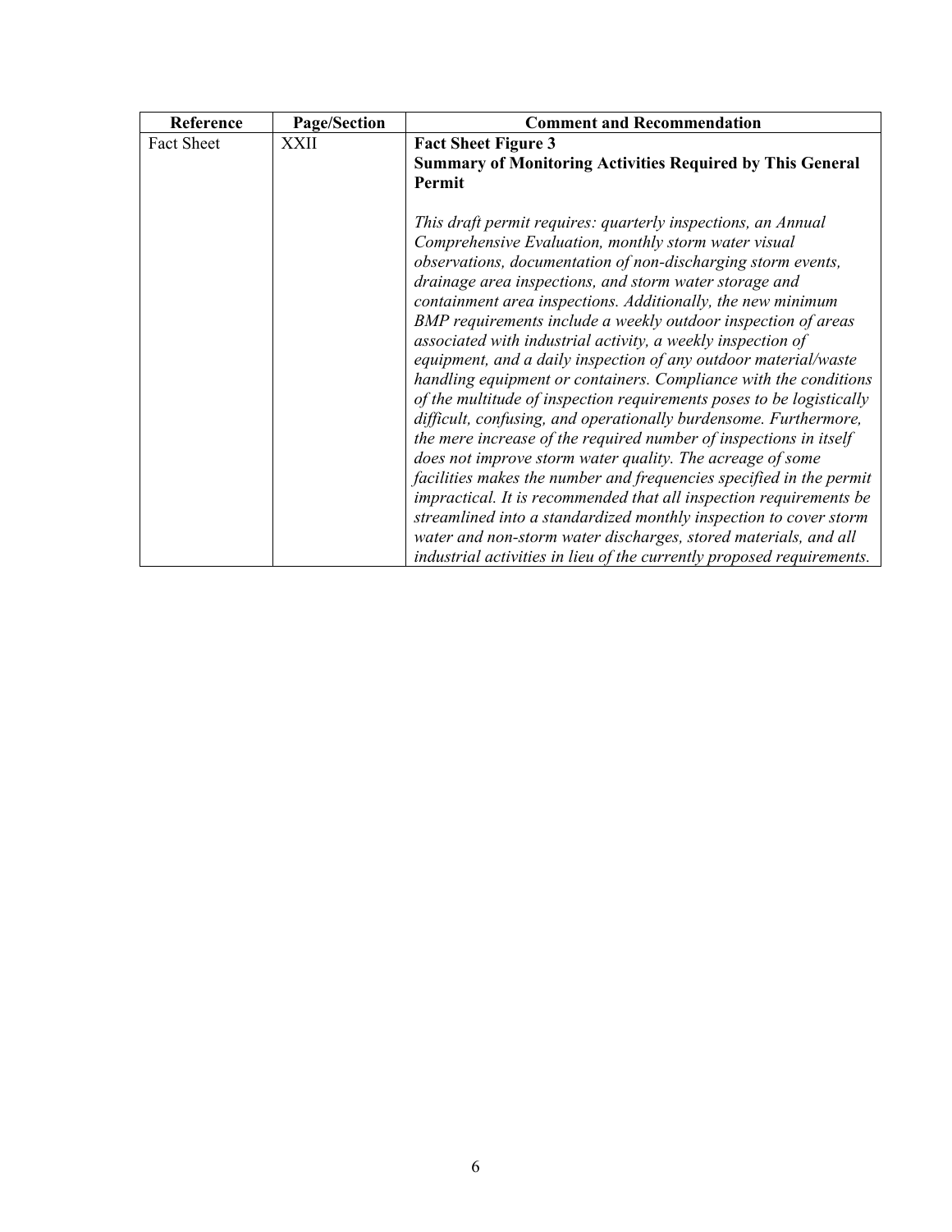| Reference | Page/Section | Comment and Recommendation |
|---|---|---|
| Fact Sheet | XXII | **Fact Sheet Figure 3**<br>**Summary of Monitoring Activities Required by This General Permit**<br><br>*This draft permit requires: quarterly inspections, an Annual Comprehensive Evaluation, monthly storm water visual observations, documentation of non-discharging storm events, drainage area inspections, and storm water storage and containment area inspections. Additionally, the new minimum BMP requirements include a weekly outdoor inspection of areas associated with industrial activity, a weekly inspection of equipment, and a daily inspection of any outdoor material/waste handling equipment or containers. Compliance with the conditions of the multitude of inspection requirements poses to be logistically difficult, confusing, and operationally burdensome. Furthermore, the mere increase of the required number of inspections in itself does not improve storm water quality. The acreage of some facilities makes the number and frequencies specified in the permit impractical. It is recommended that all inspection requirements be streamlined into a standardized monthly inspection to cover storm water and non-storm water discharges, stored materials, and all industrial activities in lieu of the currently proposed requirements.* |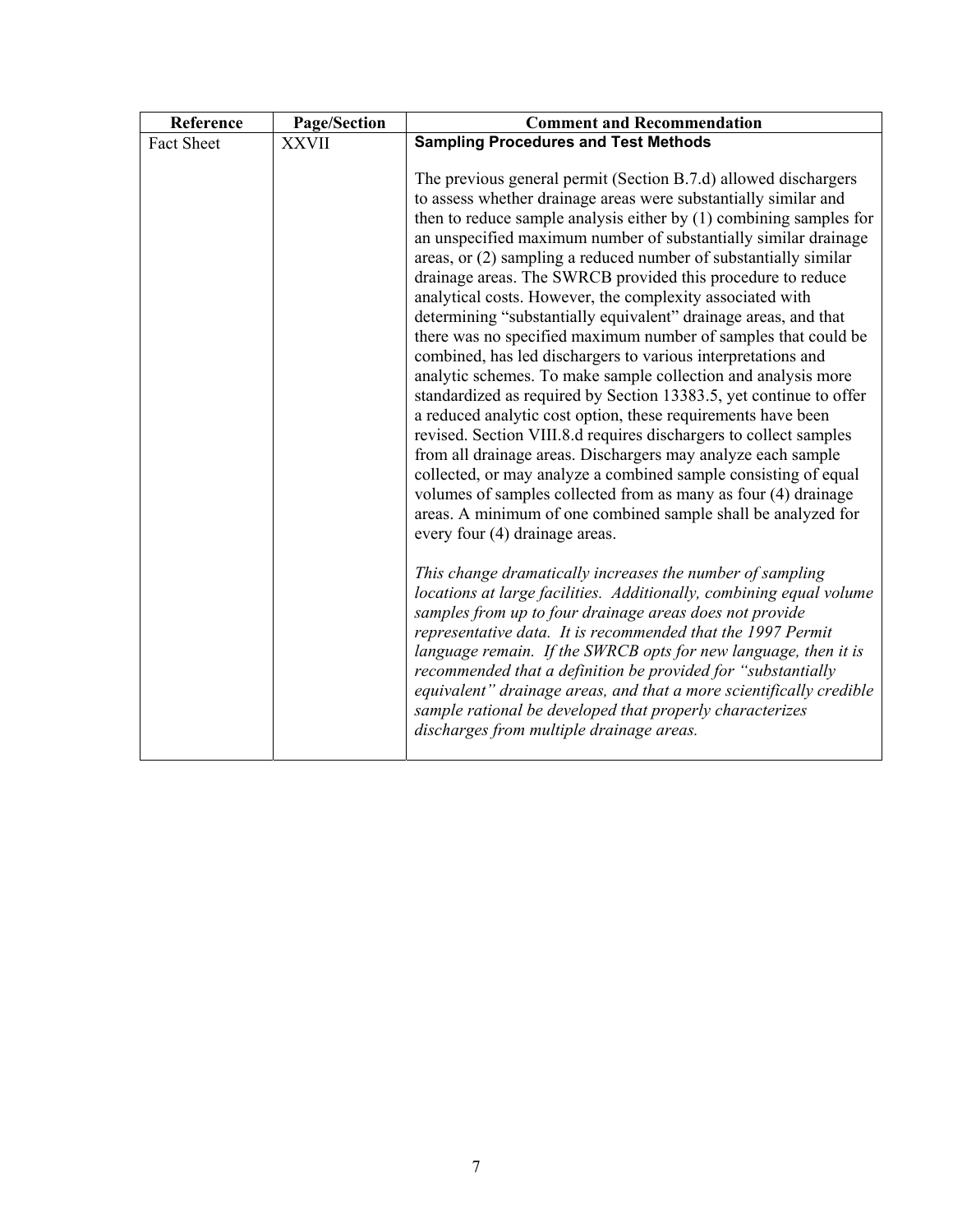| Reference | Page/Section | Comment and Recommendation |
|---|---|---|
| Fact Sheet | XXVII | **Sampling Procedures and Test Methods**<br><br>The previous general permit (Section B.7.d) allowed dischargers to assess whether drainage areas were substantially similar and then to reduce sample analysis either by (1) combining samples for an unspecified maximum number of substantially similar drainage areas, or (2) sampling a reduced number of substantially similar drainage areas. The SWRCB provided this procedure to reduce analytical costs. However, the complexity associated with determining "substantially equivalent" drainage areas, and that there was no specified maximum number of samples that could be combined, has led dischargers to various interpretations and analytic schemes. To make sample collection and analysis more standardized as required by Section 13383.5, yet continue to offer a reduced analytic cost option, these requirements have been revised. Section VIII.8.d requires dischargers to collect samples from all drainage areas. Dischargers may analyze each sample collected, or may analyze a combined sample consisting of equal volumes of samples collected from as many as four (4) drainage areas. A minimum of one combined sample shall be analyzed for every four (4) drainage areas.<br><br>*This change dramatically increases the number of sampling locations at large facilities. Additionally, combining equal volume samples from up to four drainage areas does not provide representative data. It is recommended that the 1997 Permit language remain. If the SWRCB opts for new language, then it is recommended that a definition be provided for "substantially equivalent" drainage areas, and that a more scientifically credible sample rational be developed that properly characterizes discharges from multiple drainage areas.* |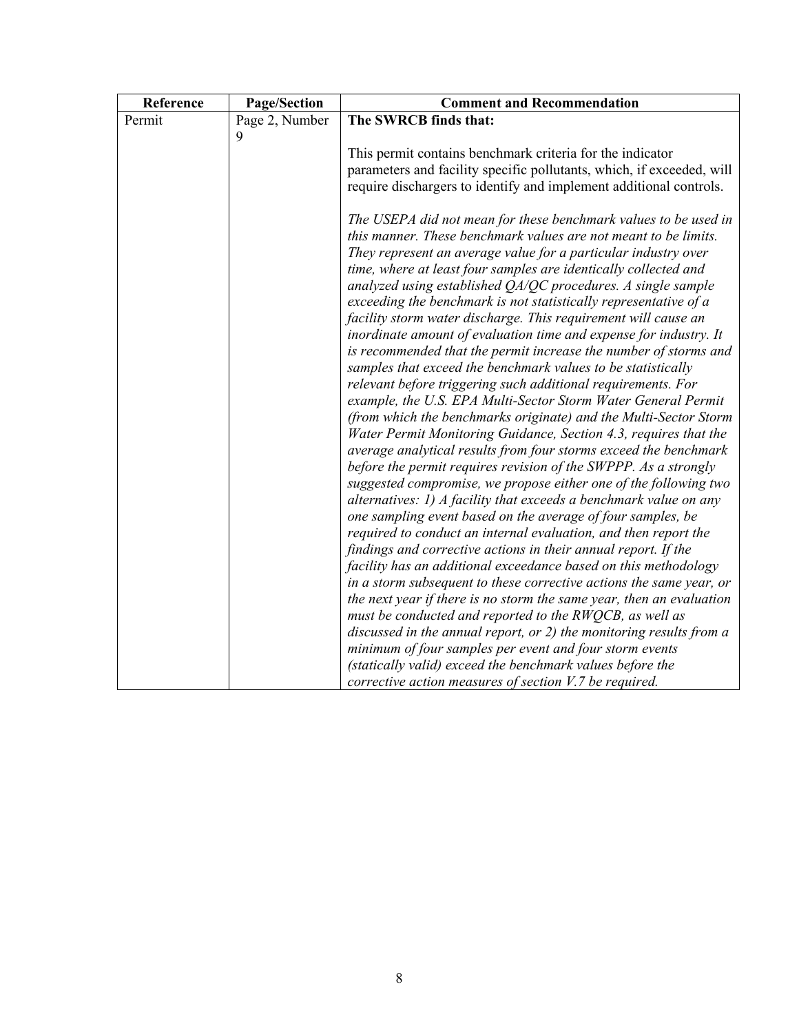| Reference | Page/Section | Comment and Recommendation |
| --- | --- | --- |
| Permit | Page 2, Number 9 | **The SWRCB finds that:**<br><br>This permit contains benchmark criteria for the indicator parameters and facility specific pollutants, which, if exceeded, will require dischargers to identify and implement additional controls.<br><br>*The USEPA did not mean for these benchmark values to be used in this manner. These benchmark values are not meant to be limits. They represent an average value for a particular industry over time, where at least four samples are identically collected and analyzed using established QA/QC procedures. A single sample exceeding the benchmark is not statistically representative of a facility storm water discharge. This requirement will cause an inordinate amount of evaluation time and expense for industry. It is recommended that the permit increase the number of storms and samples that exceed the benchmark values to be statistically relevant before triggering such additional requirements. For example, the U.S. EPA Multi-Sector Storm Water General Permit (from which the benchmarks originate) and the Multi-Sector Storm Water Permit Monitoring Guidance, Section 4.3, requires that the average analytical results from four storms exceed the benchmark before the permit requires revision of the SWPPP. As a strongly suggested compromise, we propose either one of the following two alternatives: 1) A facility that exceeds a benchmark value on any one sampling event based on the average of four samples, be required to conduct an internal evaluation, and then report the findings and corrective actions in their annual report. If the facility has an additional exceedance based on this methodology in a storm subsequent to these corrective actions the same year, or the next year if there is no storm the same year, then an evaluation must be conducted and reported to the RWQCB, as well as discussed in the annual report, or 2) the monitoring results from a minimum of four samples per event and four storm events (statically valid) exceed the benchmark values before the corrective action measures of section V.7 be required.* |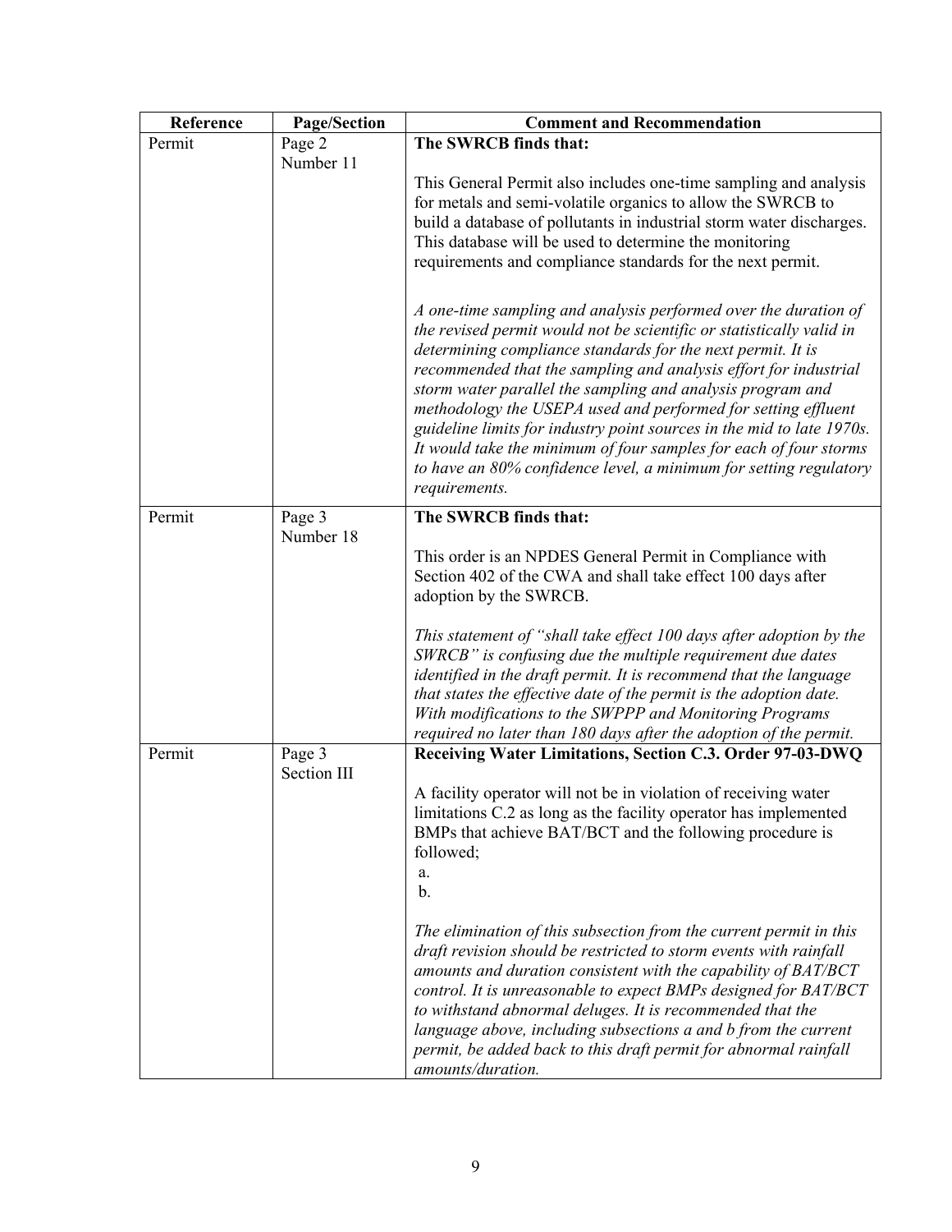| Reference | Page/Section | Comment and Recommendation |
|---|---|---|
| Permit | Page 2<br>Number 11 | **The SWRCB finds that:**<br><br>This General Permit also includes one-time sampling and analysis for metals and semi-volatile organics to allow the SWRCB to build a database of pollutants in industrial storm water discharges. This database will be used to determine the monitoring requirements and compliance standards for the next permit.<br><br>*A one-time sampling and analysis performed over the duration of the revised permit would not be scientific or statistically valid in determining compliance standards for the next permit. It is recommended that the sampling and analysis effort for industrial storm water parallel the sampling and analysis program and methodology the USEPA used and performed for setting effluent guideline limits for industry point sources in the mid to late 1970s. It would take the minimum of four samples for each of four storms to have an 80% confidence level, a minimum for setting regulatory requirements.* |
| Permit | Page 3<br>Number 18 | **The SWRCB finds that:**<br><br>This order is an NPDES General Permit in Compliance with Section 402 of the CWA and shall take effect 100 days after adoption by the SWRCB.<br><br>*This statement of "shall take effect 100 days after adoption by the SWRCB" is confusing due the multiple requirement due dates identified in the draft permit. It is recommend that the language that states the effective date of the permit is the adoption date. With modifications to the SWPPP and Monitoring Programs required no later than 180 days after the adoption of the permit.* |
| Permit | Page 3<br>Section III | **Receiving Water Limitations, Section C.3. Order 97-03-DWQ**<br><br>A facility operator will not be in violation of receiving water limitations C.2 as long as the facility operator has implemented BMPs that achieve BAT/BCT and the following procedure is followed;<br>a.<br>b.<br><br>*The elimination of this subsection from the current permit in this draft revision should be restricted to storm events with rainfall amounts and duration consistent with the capability of BAT/BCT control. It is unreasonable to expect BMPs designed for BAT/BCT to withstand abnormal deluges. It is recommended that the language above, including subsections a and b from the current permit, be added back to this draft permit for abnormal rainfall amounts/duration.* |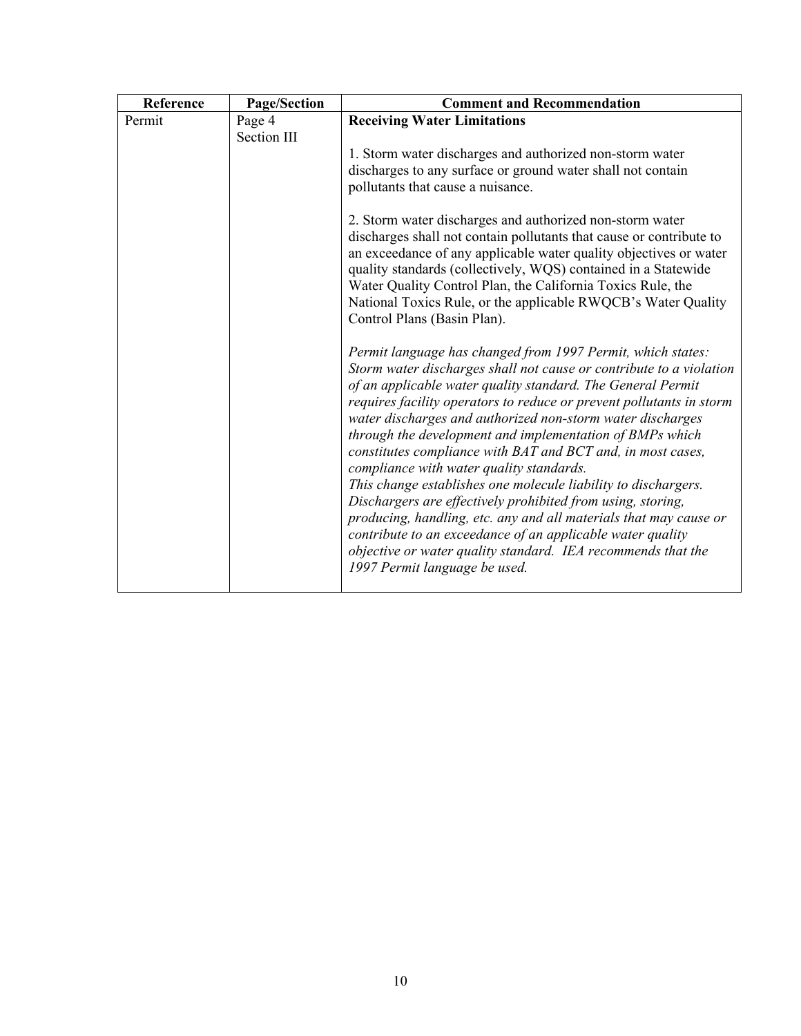| Reference | Page/Section | Comment and Recommendation |
|---|---|---|
| Permit | Page 4<br>Section III | **Receiving Water Limitations**<br><br>1. Storm water discharges and authorized non-storm water discharges to any surface or ground water shall not contain pollutants that cause a nuisance.<br><br>2. Storm water discharges and authorized non-storm water discharges shall not contain pollutants that cause or contribute to an exceedance of any applicable water quality objectives or water quality standards (collectively, WQS) contained in a Statewide Water Quality Control Plan, the California Toxics Rule, the National Toxics Rule, or the applicable RWQCB's Water Quality Control Plans (Basin Plan).<br><br>*Permit language has changed from 1997 Permit, which states: Storm water discharges shall not cause or contribute to a violation of an applicable water quality standard. The General Permit requires facility operators to reduce or prevent pollutants in storm water discharges and authorized non-storm water discharges through the development and implementation of BMPs which constitutes compliance with BAT and BCT and, in most cases, compliance with water quality standards.*<br>*This change establishes one molecule liability to dischargers. Dischargers are effectively prohibited from using, storing, producing, handling, etc. any and all materials that may cause or contribute to an exceedance of an applicable water quality objective or water quality standard. IEA recommends that the 1997 Permit language be used.* |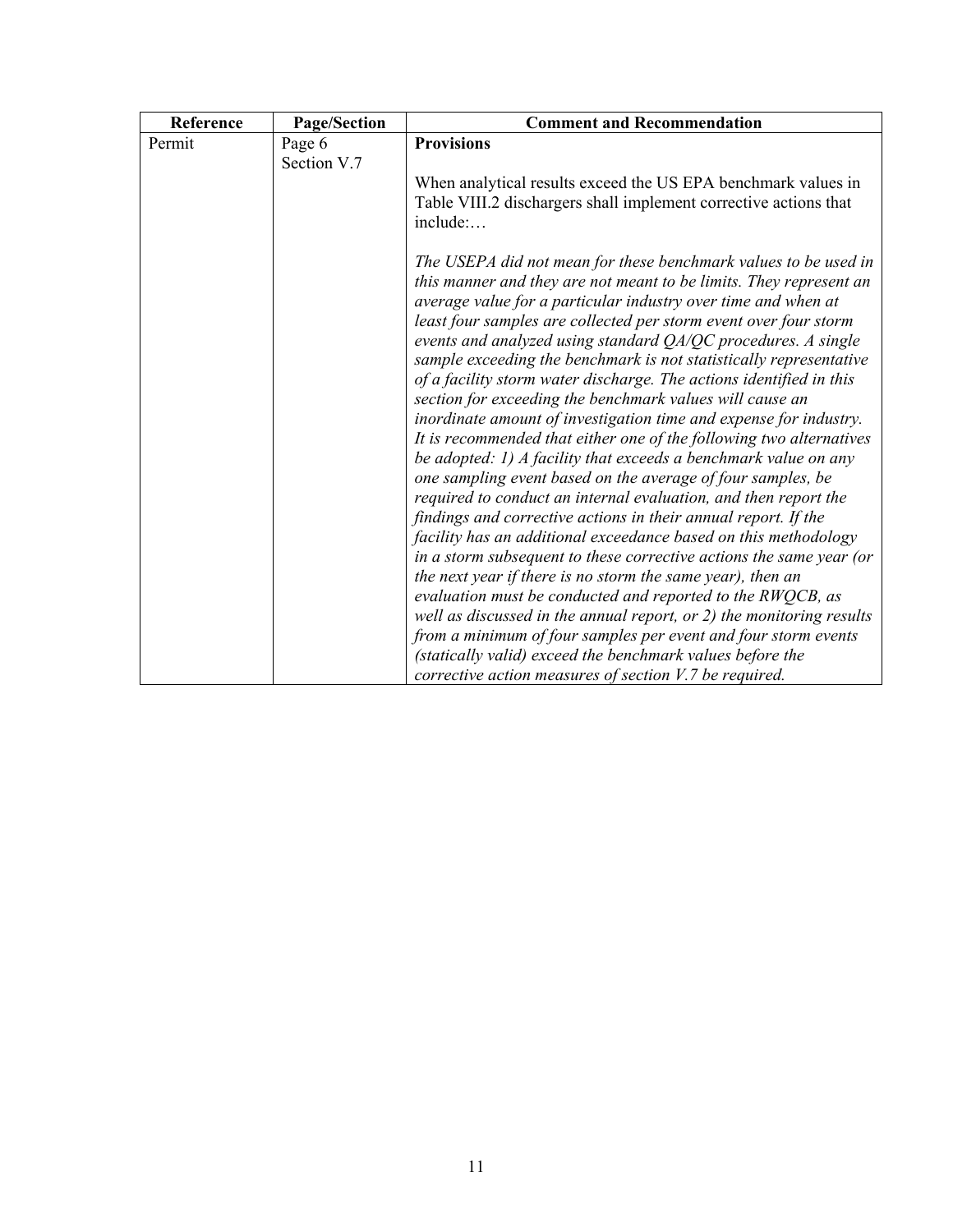| Reference | Page/Section | Comment and Recommendation |
|---|---|---|
| Permit | Page 6<br>Section V.7 | **Provisions**<br><br>When analytical results exceed the US EPA benchmark values in Table VIII.2 dischargers shall implement corrective actions that include:…<br><br>*The USEPA did not mean for these benchmark values to be used in this manner and they are not meant to be limits. They represent an average value for a particular industry over time and when at least four samples are collected per storm event over four storm events and analyzed using standard QA/QC procedures. A single sample exceeding the benchmark is not statistically representative of a facility storm water discharge. The actions identified in this section for exceeding the benchmark values will cause an inordinate amount of investigation time and expense for industry. It is recommended that either one of the following two alternatives be adopted: 1) A facility that exceeds a benchmark value on any one sampling event based on the average of four samples, be required to conduct an internal evaluation, and then report the findings and corrective actions in their annual report. If the facility has an additional exceedance based on this methodology in a storm subsequent to these corrective actions the same year (or the next year if there is no storm the same year), then an evaluation must be conducted and reported to the RWQCB, as well as discussed in the annual report, or 2) the monitoring results from a minimum of four samples per event and four storm events (statically valid) exceed the benchmark values before the corrective action measures of section V.7 be required.* |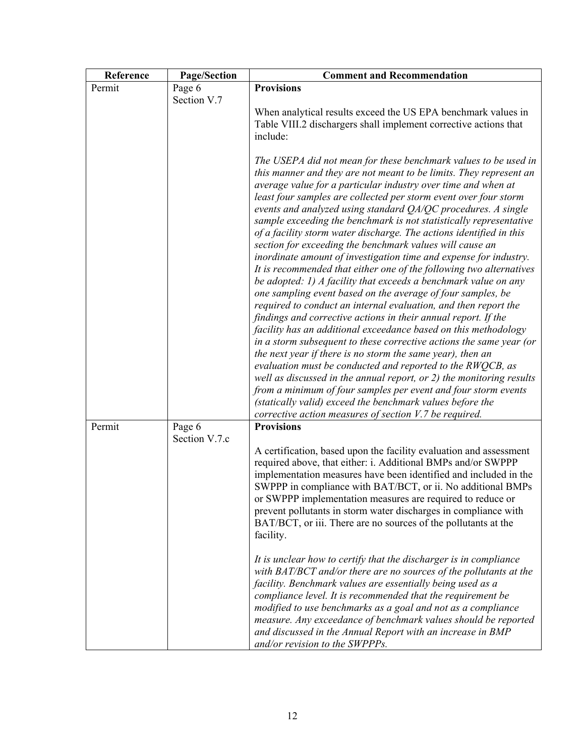| Reference | Page/Section | Comment and Recommendation |
|---|---|---|
| Permit | Page 6<br>Section V.7 | **Provisions**<br><br>When analytical results exceed the US EPA benchmark values in Table VIII.2 dischargers shall implement corrective actions that include:<br><br>*The USEPA did not mean for these benchmark values to be used in this manner and they are not meant to be limits. They represent an average value for a particular industry over time and when at least four samples are collected per storm event over four storm events and analyzed using standard QA/QC procedures. A single sample exceeding the benchmark is not statistically representative of a facility storm water discharge. The actions identified in this section for exceeding the benchmark values will cause an inordinate amount of investigation time and expense for industry. It is recommended that either one of the following two alternatives be adopted: 1) A facility that exceeds a benchmark value on any one sampling event based on the average of four samples, be required to conduct an internal evaluation, and then report the findings and corrective actions in their annual report. If the facility has an additional exceedance based on this methodology in a storm subsequent to these corrective actions the same year (or the next year if there is no storm the same year), then an evaluation must be conducted and reported to the RWQCB, as well as discussed in the annual report, or 2) the monitoring results from a minimum of four samples per event and four storm events (statically valid) exceed the benchmark values before the corrective action measures of section V.7 be required.* |
| Permit | Page 6<br>Section V.7.c | **Provisions**<br><br>A certification, based upon the facility evaluation and assessment required above, that either: i. Additional BMPs and/or SWPPP implementation measures have been identified and included in the SWPPP in compliance with BAT/BCT, or ii. No additional BMPs or SWPPP implementation measures are required to reduce or prevent pollutants in storm water discharges in compliance with BAT/BCT, or iii. There are no sources of the pollutants at the facility.<br><br>*It is unclear how to certify that the discharger is in compliance with BAT/BCT and/or there are no sources of the pollutants at the facility. Benchmark values are essentially being used as a compliance level. It is recommended that the requirement be modified to use benchmarks as a goal and not as a compliance measure. Any exceedance of benchmark values should be reported and discussed in the Annual Report with an increase in BMP and/or revision to the SWPPPs.* |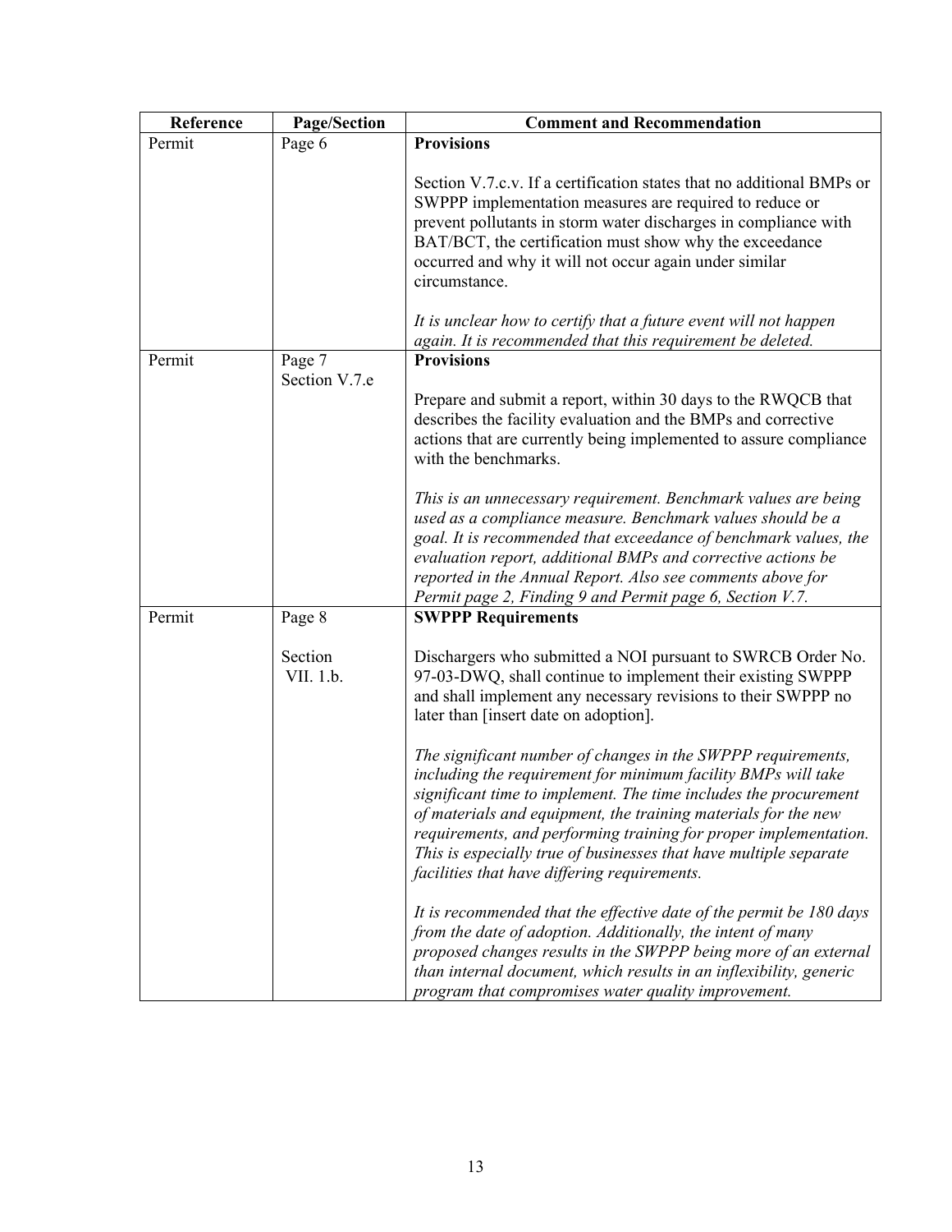| Reference | Page/Section | Comment and Recommendation |
|---|---|---|
| Permit | Page 6 | **Provisions**<br><br>Section V.7.c.v. If a certification states that no additional BMPs or SWPPP implementation measures are required to reduce or prevent pollutants in storm water discharges in compliance with BAT/BCT, the certification must show why the exceedance occurred and why it will not occur again under similar circumstance.<br><br>*It is unclear how to certify that a future event will not happen again. It is recommended that this requirement be deleted.* |
| Permit | Page 7<br>Section V.7.e | **Provisions**<br><br>Prepare and submit a report, within 30 days to the RWQCB that describes the facility evaluation and the BMPs and corrective actions that are currently being implemented to assure compliance with the benchmarks.<br><br>*This is an unnecessary requirement. Benchmark values are being used as a compliance measure. Benchmark values should be a goal. It is recommended that exceedance of benchmark values, the evaluation report, additional BMPs and corrective actions be reported in the Annual Report. Also see comments above for Permit page 2, Finding 9 and Permit page 6, Section V.7.* |
| Permit | Page 8<br><br>Section VII. 1.b. | **SWPPP Requirements**<br><br>Dischargers who submitted a NOI pursuant to SWRCB Order No. 97-03-DWQ, shall continue to implement their existing SWPPP and shall implement any necessary revisions to their SWPPP no later than [insert date on adoption].<br><br>*The significant number of changes in the SWPPP requirements, including the requirement for minimum facility BMPs will take significant time to implement. The time includes the procurement of materials and equipment, the training materials for the new requirements, and performing training for proper implementation. This is especially true of businesses that have multiple separate facilities that have differing requirements.*<br><br>*It is recommended that the effective date of the permit be 180 days from the date of adoption. Additionally, the intent of many proposed changes results in the SWPPP being more of an external than internal document, which results in an inflexibility, generic program that compromises water quality improvement.* |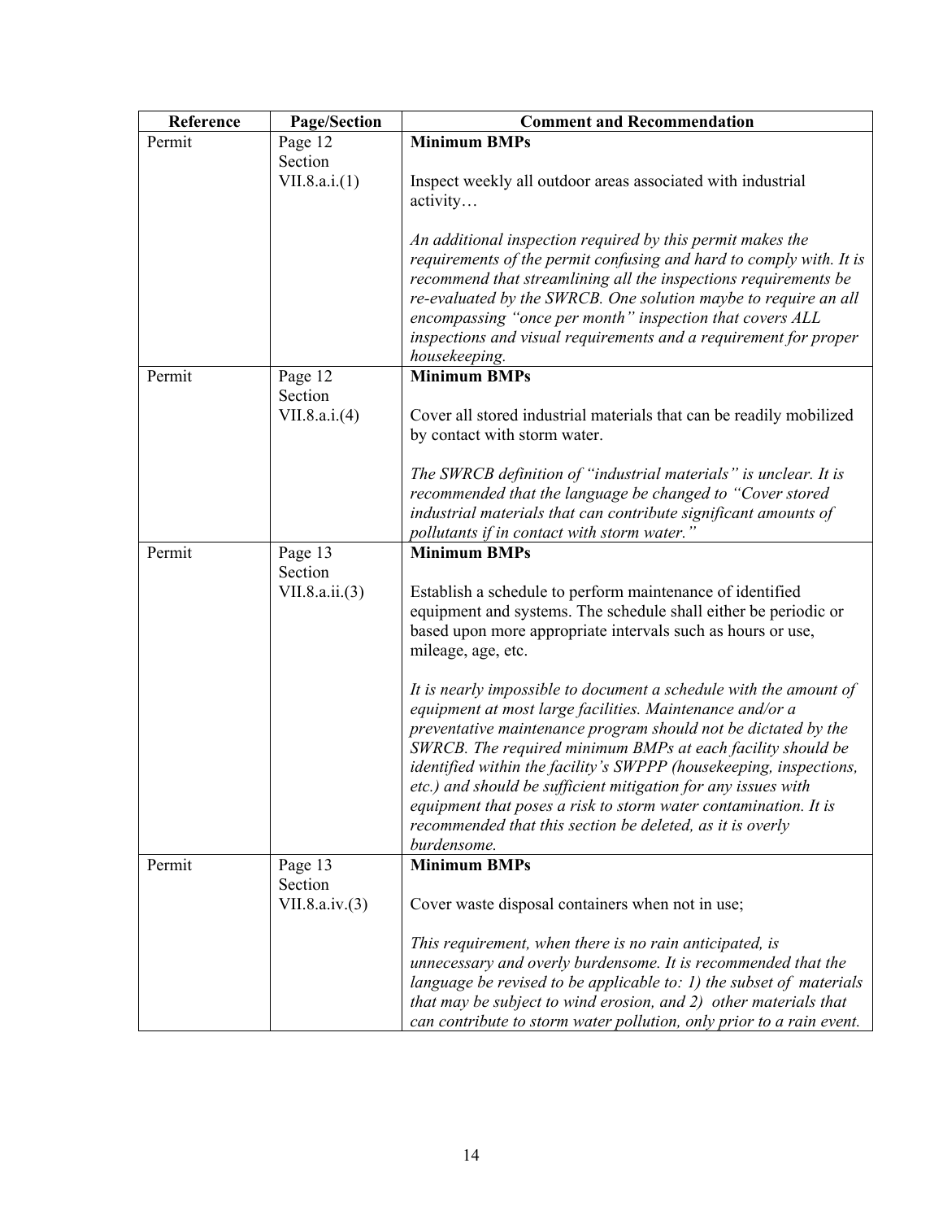| Reference | Page/Section | Comment and Recommendation |
|---|---|---|
| Permit | Page 12 Section VII.8.a.i.(1) | **Minimum BMPs**<br><br>Inspect weekly all outdoor areas associated with industrial activity…<br><br>*An additional inspection required by this permit makes the requirements of the permit confusing and hard to comply with. It is recommend that streamlining all the inspections requirements be re-evaluated by the SWRCB. One solution maybe to require an all encompassing "once per month" inspection that covers ALL inspections and visual requirements and a requirement for proper housekeeping.* |
| Permit | Page 12 Section VII.8.a.i.(4) | **Minimum BMPs**<br><br>Cover all stored industrial materials that can be readily mobilized by contact with storm water.<br><br>*The SWRCB definition of "industrial materials" is unclear. It is recommended that the language be changed to "Cover stored industrial materials that can contribute significant amounts of pollutants if in contact with storm water."* |
| Permit | Page 13 Section VII.8.a.ii.(3) | **Minimum BMPs**<br><br>Establish a schedule to perform maintenance of identified equipment and systems. The schedule shall either be periodic or based upon more appropriate intervals such as hours or use, mileage, age, etc.<br><br>*It is nearly impossible to document a schedule with the amount of equipment at most large facilities. Maintenance and/or a preventative maintenance program should not be dictated by the SWRCB. The required minimum BMPs at each facility should be identified within the facility's SWPPP (housekeeping, inspections, etc.) and should be sufficient mitigation for any issues with equipment that poses a risk to storm water contamination. It is recommended that this section be deleted, as it is overly burdensome.* |
| Permit | Page 13 Section VII.8.a.iv.(3) | **Minimum BMPs**<br><br>Cover waste disposal containers when not in use;<br><br>*This requirement, when there is no rain anticipated, is unnecessary and overly burdensome. It is recommended that the language be revised to be applicable to: 1) the subset of materials that may be subject to wind erosion, and 2) other materials that can contribute to storm water pollution, only prior to a rain event.* |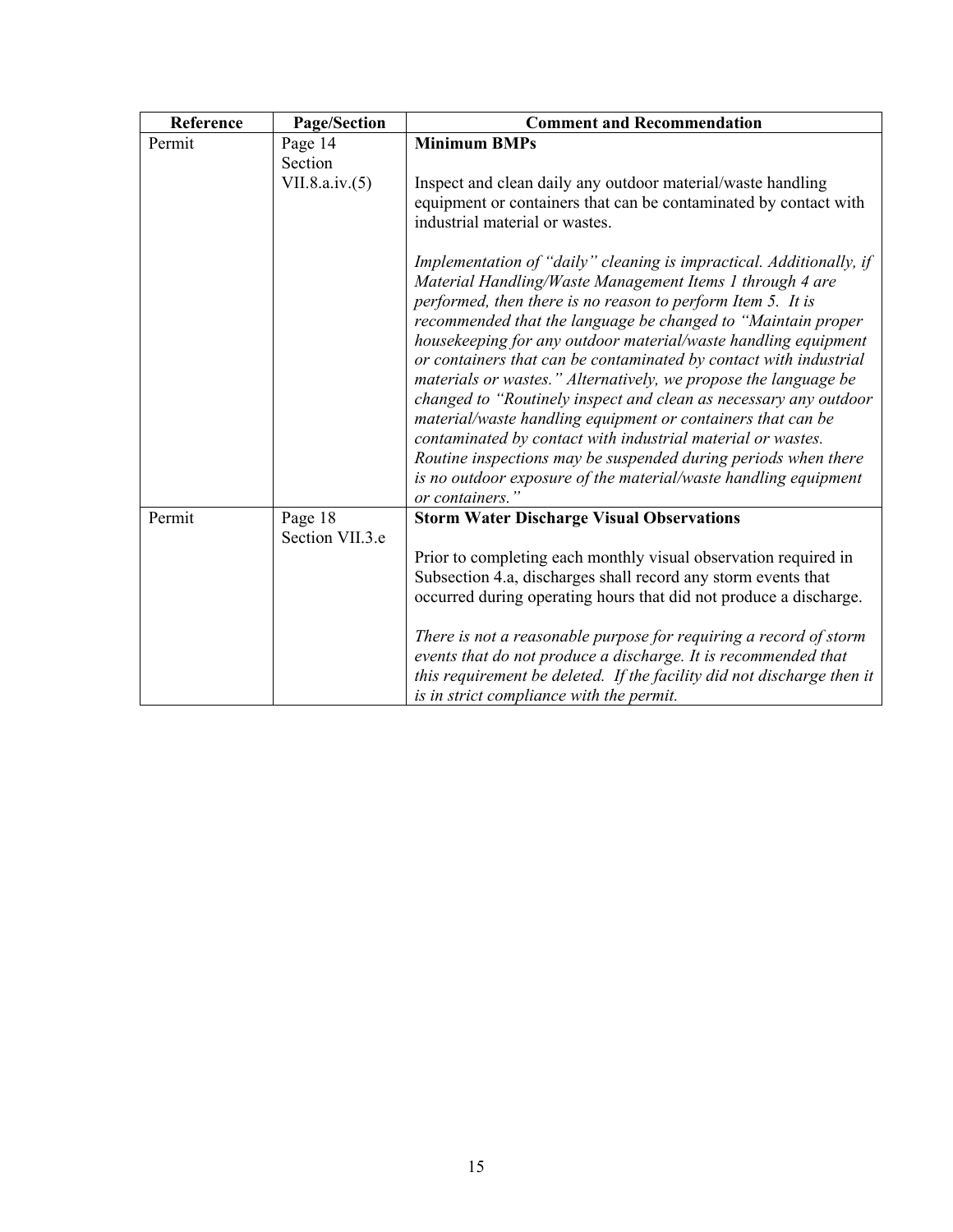| Reference | Page/Section | Comment and Recommendation |
|---|---|---|
| Permit | Page 14 Section VII.8.a.iv.(5) | **Minimum BMPs**<br><br>Inspect and clean daily any outdoor material/waste handling equipment or containers that can be contaminated by contact with industrial material or wastes.<br><br>*Implementation of "daily" cleaning is impractical. Additionally, if Material Handling/Waste Management Items 1 through 4 are performed, then there is no reason to perform Item 5. It is recommended that the language be changed to "Maintain proper housekeeping for any outdoor material/waste handling equipment or containers that can be contaminated by contact with industrial materials or wastes." Alternatively, we propose the language be changed to "Routinely inspect and clean as necessary any outdoor material/waste handling equipment or containers that can be contaminated by contact with industrial material or wastes. Routine inspections may be suspended during periods when there is no outdoor exposure of the material/waste handling equipment or containers."* |
| Permit | Page 18 Section VII.3.e | **Storm Water Discharge Visual Observations**<br><br>Prior to completing each monthly visual observation required in Subsection 4.a, discharges shall record any storm events that occurred during operating hours that did not produce a discharge.<br><br>*There is not a reasonable purpose for requiring a record of storm events that do not produce a discharge. It is recommended that this requirement be deleted. If the facility did not discharge then it is in strict compliance with the permit.* |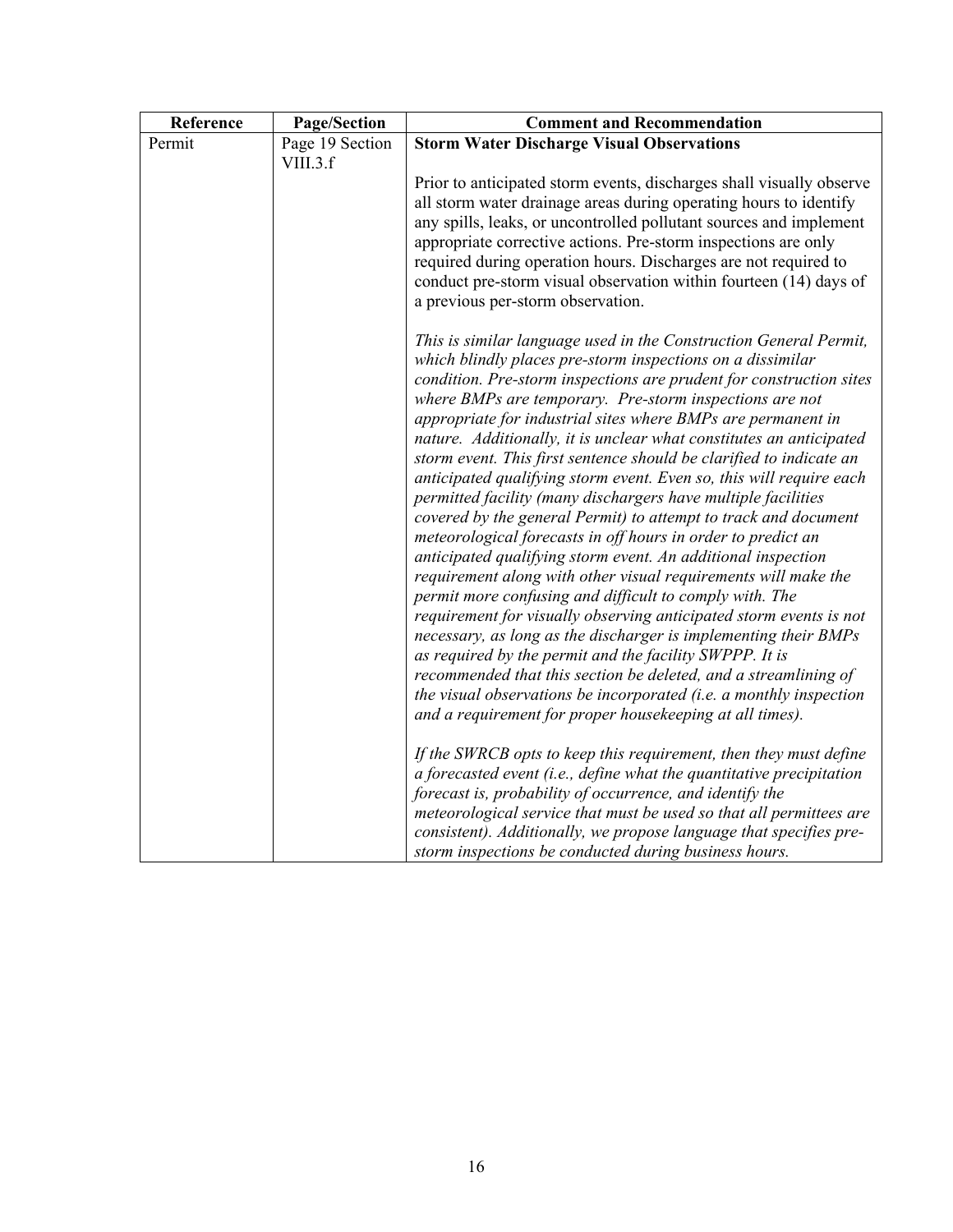| Reference | Page/Section | Comment and Recommendation |
|---|---|---|
| Permit | Page 19 Section VIII.3.f | **Storm Water Discharge Visual Observations**<br><br>Prior to anticipated storm events, discharges shall visually observe all storm water drainage areas during operating hours to identify any spills, leaks, or uncontrolled pollutant sources and implement appropriate corrective actions. Pre-storm inspections are only required during operation hours. Discharges are not required to conduct pre-storm visual observation within fourteen (14) days of a previous per-storm observation.<br><br>*This is similar language used in the Construction General Permit, which blindly places pre-storm inspections on a dissimilar condition. Pre-storm inspections are prudent for construction sites where BMPs are temporary. Pre-storm inspections are not appropriate for industrial sites where BMPs are permanent in nature. Additionally, it is unclear what constitutes an anticipated storm event. This first sentence should be clarified to indicate an anticipated qualifying storm event. Even so, this will require each permitted facility (many dischargers have multiple facilities covered by the general Permit) to attempt to track and document meteorological forecasts in off hours in order to predict an anticipated qualifying storm event. An additional inspection requirement along with other visual requirements will make the permit more confusing and difficult to comply with. The requirement for visually observing anticipated storm events is not necessary, as long as the discharger is implementing their BMPs as required by the permit and the facility SWPPP. It is recommended that this section be deleted, and a streamlining of the visual observations be incorporated (i.e. a monthly inspection and a requirement for proper housekeeping at all times).*<br><br>*If the SWRCB opts to keep this requirement, then they must define a forecasted event (i.e., define what the quantitative precipitation forecast is, probability of occurrence, and identify the meteorological service that must be used so that all permittees are consistent). Additionally, we propose language that specifies pre-storm inspections be conducted during business hours.* |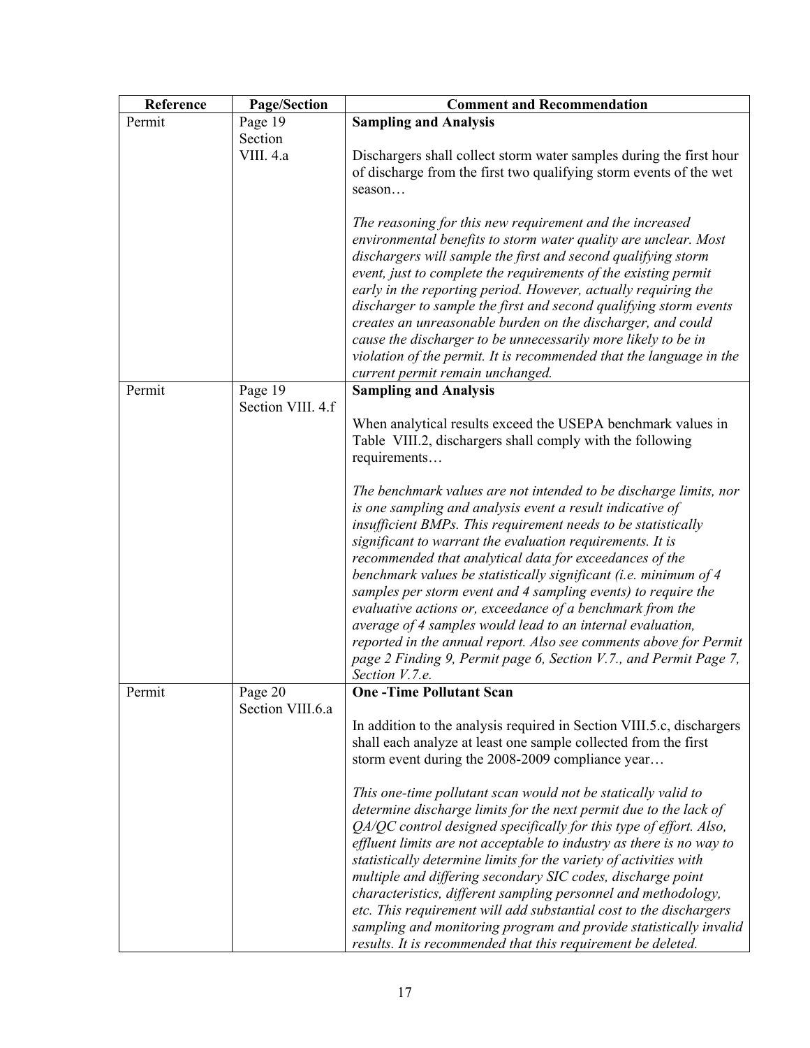| Reference | Page/Section | Comment and Recommendation |
| --- | --- | --- |
| Permit | Page 19 Section VIII. 4.a | **Sampling and Analysis**<br><br>Dischargers shall collect storm water samples during the first hour of discharge from the first two qualifying storm events of the wet season…<br><br>*The reasoning for this new requirement and the increased environmental benefits to storm water quality are unclear. Most dischargers will sample the first and second qualifying storm event, just to complete the requirements of the existing permit early in the reporting period. However, actually requiring the discharger to sample the first and second qualifying storm events creates an unreasonable burden on the discharger, and could cause the discharger to be unnecessarily more likely to be in violation of the permit. It is recommended that the language in the current permit remain unchanged.* |
| Permit | Page 19 Section VIII. 4.f | **Sampling and Analysis**<br><br>When analytical results exceed the USEPA benchmark values in Table VIII.2, dischargers shall comply with the following requirements…<br><br>*The benchmark values are not intended to be discharge limits, nor is one sampling and analysis event a result indicative of insufficient BMPs. This requirement needs to be statistically significant to warrant the evaluation requirements. It is recommended that analytical data for exceedances of the benchmark values be statistically significant (i.e. minimum of 4 samples per storm event and 4 sampling events) to require the evaluative actions or, exceedance of a benchmark from the average of 4 samples would lead to an internal evaluation, reported in the annual report. Also see comments above for Permit page 2 Finding 9, Permit page 6, Section V.7., and Permit Page 7, Section V.7.e.* |
| Permit | Page 20 Section VIII.6.a | **One -Time Pollutant Scan**<br><br>In addition to the analysis required in Section VIII.5.c, dischargers shall each analyze at least one sample collected from the first storm event during the 2008-2009 compliance year…<br><br>*This one-time pollutant scan would not be statically valid to determine discharge limits for the next permit due to the lack of QA/QC control designed specifically for this type of effort. Also, effluent limits are not acceptable to industry as there is no way to statistically determine limits for the variety of activities with multiple and differing secondary SIC codes, discharge point characteristics, different sampling personnel and methodology, etc. This requirement will add substantial cost to the dischargers sampling and monitoring program and provide statistically invalid results. It is recommended that this requirement be deleted.* |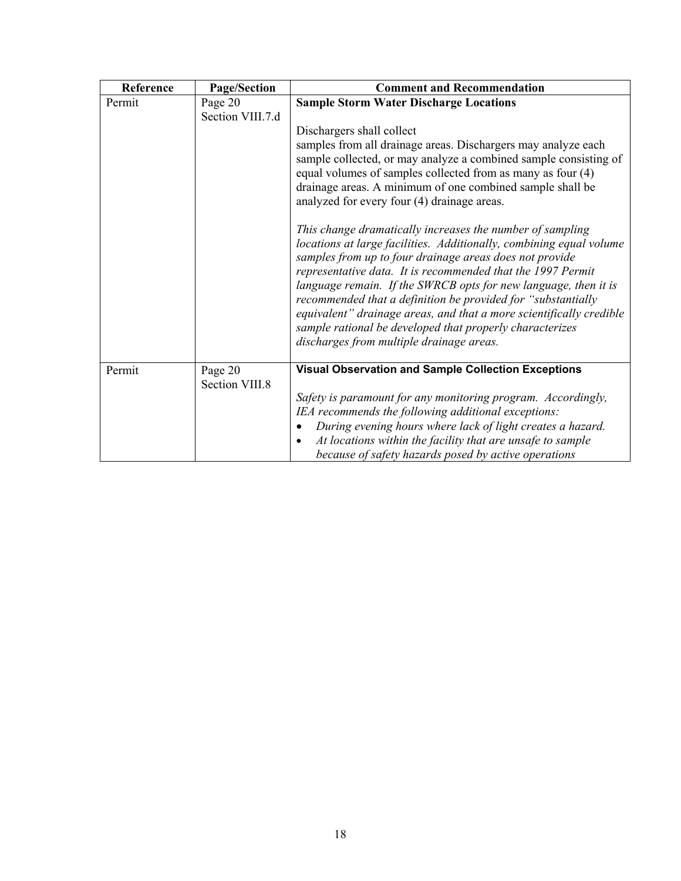| Reference | Page/Section | Comment and Recommendation |
|---|---|---|
| Permit | Page 20<br>Section VIII.7.d | **Sample Storm Water Discharge Locations**<br><br>Dischargers shall collect<br>samples from all drainage areas. Dischargers may analyze each sample collected, or may analyze a combined sample consisting of equal volumes of samples collected from as many as four (4) drainage areas. A minimum of one combined sample shall be analyzed for every four (4) drainage areas.<br><br>*This change dramatically increases the number of sampling locations at large facilities. Additionally, combining equal volume samples from up to four drainage areas does not provide representative data. It is recommended that the 1997 Permit language remain. If the SWRCB opts for new language, then it is recommended that a definition be provided for "substantially equivalent" drainage areas, and that a more scientifically credible sample rational be developed that properly characterizes discharges from multiple drainage areas.* |
| Permit | Page 20<br>Section VIII.8 | **Visual Observation and Sample Collection Exceptions**<br><br>*Safety is paramount for any monitoring program. Accordingly, IEA recommends the following additional exceptions:*<br>• *During evening hours where lack of light creates a hazard.*<br>• *At locations within the facility that are unsafe to sample because of safety hazards posed by active operations* |